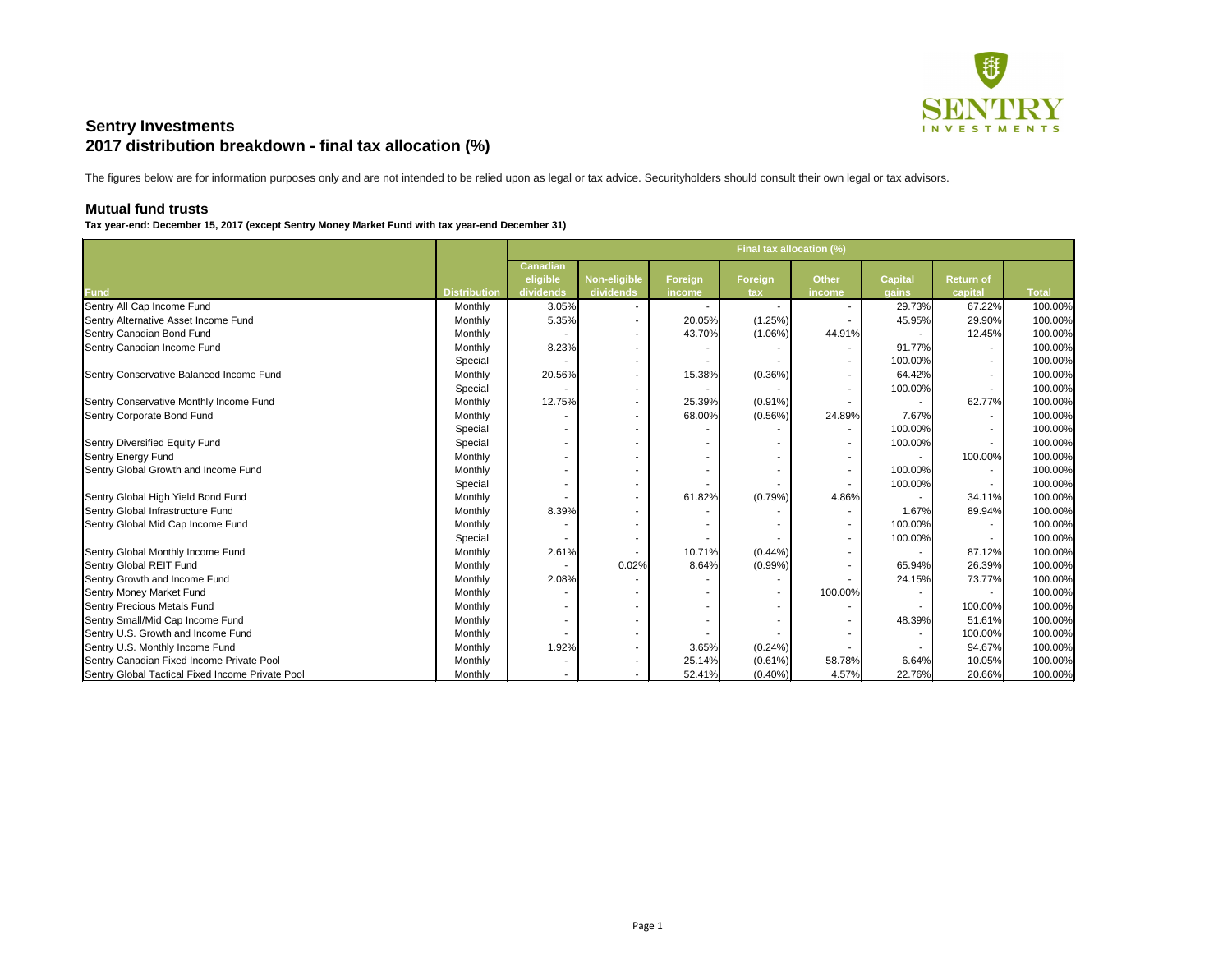## Sentry Investments
## 2017 distribution breakdown - final tax allocation (%)

The figures below are for information purposes only and are not intended to be relied upon as legal or tax advice. Securityholders should consult their own legal or tax advisors.

### Mutual fund trusts

**Tax year-end: December 15, 2017 (except Sentry Money Market Fund with tax year-end December 31)**

| | | Final tax allocation (%) | | | | | | | |
|---|---|---|---|---|---|---|---|---|---|
| Fund | Distribution | Canadian eligible dividends | Non-eligible dividends | Foreign income | Foreign tax | Other income | Capital gains | Return of capital | Total |
| Sentry All Cap Income Fund | Monthly | 3.05% | - | - | - | - | 29.73% | 67.22% | 100.00% |
| Sentry Alternative Asset Income Fund | Monthly | 5.35% | - | 20.05% | (1.25%) | - | 45.95% | 29.90% | 100.00% |
| Sentry Canadian Bond Fund | Monthly | - | - | 43.70% | (1.06%) | 44.91% | - | 12.45% | 100.00% |
| Sentry Canadian Income Fund | Monthly | 8.23% | - | - | - | - | 91.77% | - | 100.00% |
| | Special | - | - | - | - | - | 100.00% | - | 100.00% |
| Sentry Conservative Balanced Income Fund | Monthly | 20.56% | - | 15.38% | (0.36%) | - | 64.42% | - | 100.00% |
| | Special | - | - | - | - | - | 100.00% | - | 100.00% |
| Sentry Conservative Monthly Income Fund | Monthly | 12.75% | - | 25.39% | (0.91%) | - | - | 62.77% | 100.00% |
| Sentry Corporate Bond Fund | Monthly | - | - | 68.00% | (0.56%) | 24.89% | 7.67% | - | 100.00% |
| | Special | - | - | - | - | - | 100.00% | - | 100.00% |
| Sentry Diversified Equity Fund | Special | - | - | - | - | - | 100.00% | - | 100.00% |
| Sentry Energy Fund | Monthly | - | - | - | - | - | - | 100.00% | 100.00% |
| Sentry Global Growth and Income Fund | Monthly | - | - | - | - | - | 100.00% | - | 100.00% |
| | Special | - | - | - | - | - | 100.00% | - | 100.00% |
| Sentry Global High Yield Bond Fund | Monthly | - | - | 61.82% | (0.79%) | 4.86% | - | 34.11% | 100.00% |
| Sentry Global Infrastructure Fund | Monthly | 8.39% | - | - | - | - | 1.67% | 89.94% | 100.00% |
| Sentry Global Mid Cap Income Fund | Monthly | - | - | - | - | - | 100.00% | - | 100.00% |
| | Special | - | - | - | - | - | 100.00% | - | 100.00% |
| Sentry Global Monthly Income Fund | Monthly | 2.61% | - | 10.71% | (0.44%) | - | - | 87.12% | 100.00% |
| Sentry Global REIT Fund | Monthly | - | 0.02% | 8.64% | (0.99%) | - | 65.94% | 26.39% | 100.00% |
| Sentry Growth and Income Fund | Monthly | 2.08% | - | - | - | - | 24.15% | 73.77% | 100.00% |
| Sentry Money Market Fund | Monthly | - | - | - | - | 100.00% | - | - | 100.00% |
| Sentry Precious Metals Fund | Monthly | - | - | - | - | - | - | 100.00% | 100.00% |
| Sentry Small/Mid Cap Income Fund | Monthly | - | - | - | - | - | 48.39% | 51.61% | 100.00% |
| Sentry U.S. Growth and Income Fund | Monthly | - | - | - | - | - | - | 100.00% | 100.00% |
| Sentry U.S. Monthly Income Fund | Monthly | 1.92% | - | 3.65% | (0.24%) | - | - | 94.67% | 100.00% |
| Sentry Canadian Fixed Income Private Pool | Monthly | - | - | 25.14% | (0.61%) | 58.78% | 6.64% | 10.05% | 100.00% |
| Sentry Global Tactical Fixed Income Private Pool | Monthly | - | - | 52.41% | (0.40%) | 4.57% | 22.76% | 20.66% | 100.00% |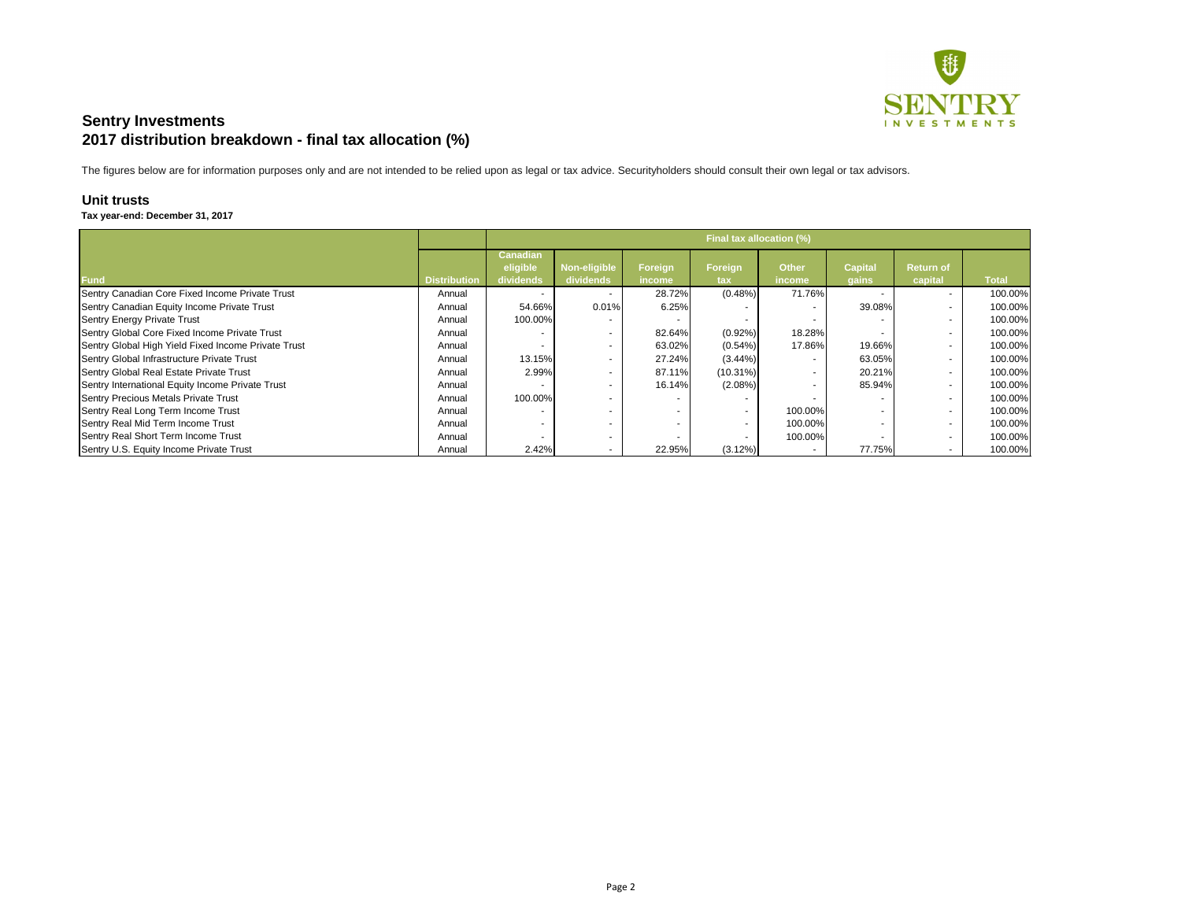# Sentry Investments
## 2017 distribution breakdown - final tax allocation (%)

The figures below are for information purposes only and are not intended to be relied upon as legal or tax advice. Securityholders should consult their own legal or tax advisors.

### Unit trusts

**Tax year-end: December 31, 2017**

| | | Final tax allocation (%) | | | | | | | |
|---|---|---|---|---|---|---|---|---|---|
| Fund | Distribution | Canadian eligible dividends | Non-eligible dividends | Foreign income | Foreign tax | Other income | Capital gains | Return of capital | Total |
| Sentry Canadian Core Fixed Income Private Trust | Annual | - | - | 28.72% | (0.48%) | 71.76% | - | - | 100.00% |
| Sentry Canadian Equity Income Private Trust | Annual | 54.66% | 0.01% | 6.25% | - | - | 39.08% | - | 100.00% |
| Sentry Energy Private Trust | Annual | 100.00% | - | - | - | - | - | - | 100.00% |
| Sentry Global Core Fixed Income Private Trust | Annual | - | - | 82.64% | (0.92%) | 18.28% | - | - | 100.00% |
| Sentry Global High Yield Fixed Income Private Trust | Annual | - | - | 63.02% | (0.54%) | 17.86% | 19.66% | - | 100.00% |
| Sentry Global Infrastructure Private Trust | Annual | 13.15% | - | 27.24% | (3.44%) | - | 63.05% | - | 100.00% |
| Sentry Global Real Estate Private Trust | Annual | 2.99% | - | 87.11% | (10.31%) | - | 20.21% | - | 100.00% |
| Sentry International Equity Income Private Trust | Annual | - | - | 16.14% | (2.08%) | - | 85.94% | - | 100.00% |
| Sentry Precious Metals Private Trust | Annual | 100.00% | - | - | - | - | - | - | 100.00% |
| Sentry Real Long Term Income Trust | Annual | - | - | - | - | 100.00% | - | - | 100.00% |
| Sentry Real Mid Term Income Trust | Annual | - | - | - | - | 100.00% | - | - | 100.00% |
| Sentry Real Short Term Income Trust | Annual | - | - | - | - | 100.00% | - | - | 100.00% |
| Sentry U.S. Equity Income Private Trust | Annual | 2.42% | - | 22.95% | (3.12%) | - | 77.75% | - | 100.00% |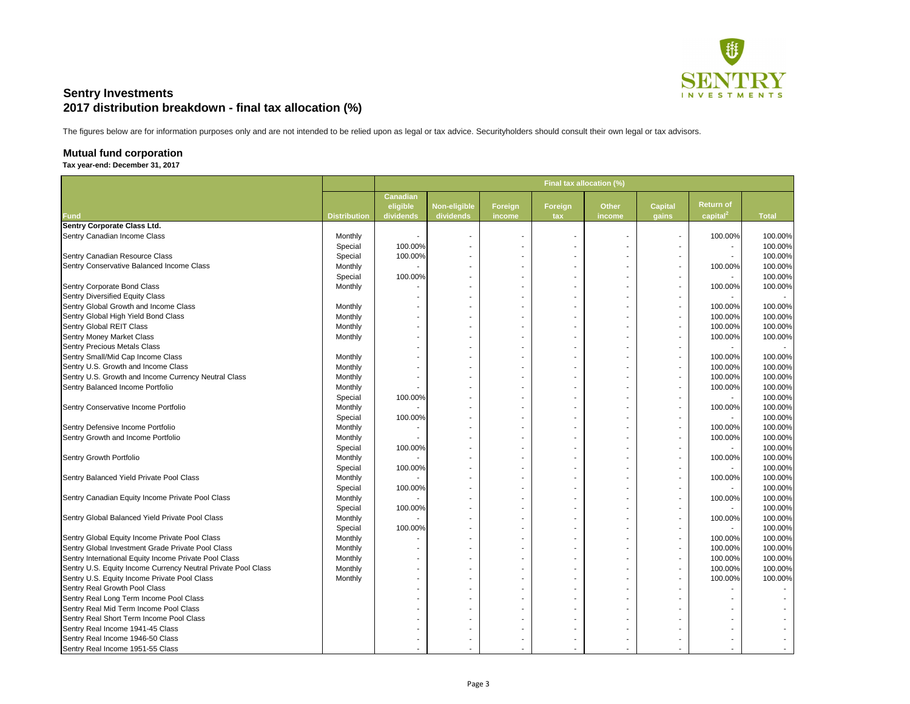# Sentry Investments
## 2017 distribution breakdown - final tax allocation (%)

The figures below are for information purposes only and are not intended to be relied upon as legal or tax advice. Securityholders should consult their own legal or tax advisors.

### Mutual fund corporation

**Tax year-end: December 31, 2017**

| | | Final tax allocation (%) | | | | | | | |
|---|---|---|---|---|---|---|---|---|---|
| Fund | Distribution | Canadian eligible dividends | Non-eligible dividends | Foreign income | Foreign tax | Other income | Capital gains | Return of capital[2] | Total |
| **Sentry Corporate Class Ltd.** | | | | | | | | | |
| Sentry Canadian Income Class | Monthly | - | - | - | - | - | - | 100.00% | 100.00% |
| | Special | 100.00% | - | - | - | - | - | - | 100.00% |
| Sentry Canadian Resource Class | Special | 100.00% | - | - | - | - | - | - | 100.00% |
| Sentry Conservative Balanced Income Class | Monthly | - | - | - | - | - | - | 100.00% | 100.00% |
| | Special | 100.00% | - | - | - | - | - | - | 100.00% |
| Sentry Corporate Bond Class | Monthly | - | - | - | - | - | - | 100.00% | 100.00% |
| Sentry Diversified Equity Class | | - | - | - | - | - | - | - | - |
| Sentry Global Growth and Income Class | Monthly | - | - | - | - | - | - | 100.00% | 100.00% |
| Sentry Global High Yield Bond Class | Monthly | - | - | - | - | - | - | 100.00% | 100.00% |
| Sentry Global REIT Class | Monthly | - | - | - | - | - | - | 100.00% | 100.00% |
| Sentry Money Market Class | Monthly | - | - | - | - | - | - | 100.00% | 100.00% |
| Sentry Precious Metals Class | | - | - | - | - | - | - | - | - |
| Sentry Small/Mid Cap Income Class | Monthly | - | - | - | - | - | - | 100.00% | 100.00% |
| Sentry U.S. Growth and Income Class | Monthly | - | - | - | - | - | - | 100.00% | 100.00% |
| Sentry U.S. Growth and Income Currency Neutral Class | Monthly | - | - | - | - | - | - | 100.00% | 100.00% |
| Sentry Balanced Income Portfolio | Monthly | - | - | - | - | - | - | 100.00% | 100.00% |
| | Special | 100.00% | - | - | - | - | - | - | 100.00% |
| Sentry Conservative Income Portfolio | Monthly | - | - | - | - | - | - | 100.00% | 100.00% |
| | Special | 100.00% | - | - | - | - | - | - | 100.00% |
| Sentry Defensive Income Portfolio | Monthly | - | - | - | - | - | - | 100.00% | 100.00% |
| Sentry Growth and Income Portfolio | Monthly | - | - | - | - | - | - | 100.00% | 100.00% |
| | Special | 100.00% | - | - | - | - | - | - | 100.00% |
| Sentry Growth Portfolio | Monthly | - | - | - | - | - | - | 100.00% | 100.00% |
| | Special | 100.00% | - | - | - | - | - | - | 100.00% |
| Sentry Balanced Yield Private Pool Class | Monthly | - | - | - | - | - | - | 100.00% | 100.00% |
| | Special | 100.00% | - | - | - | - | - | - | 100.00% |
| Sentry Canadian Equity Income Private Pool Class | Monthly | - | - | - | - | - | - | 100.00% | 100.00% |
| | Special | 100.00% | - | - | - | - | - | - | 100.00% |
| Sentry Global Balanced Yield Private Pool Class | Monthly | - | - | - | - | - | - | 100.00% | 100.00% |
| | Special | 100.00% | - | - | - | - | - | - | 100.00% |
| Sentry Global Equity Income Private Pool Class | Monthly | - | - | - | - | - | - | 100.00% | 100.00% |
| Sentry Global Investment Grade Private Pool Class | Monthly | - | - | - | - | - | - | 100.00% | 100.00% |
| Sentry International Equity Income Private Pool Class | Monthly | - | - | - | - | - | - | 100.00% | 100.00% |
| Sentry U.S. Equity Income Currency Neutral Private Pool Class | Monthly | - | - | - | - | - | - | 100.00% | 100.00% |
| Sentry U.S. Equity Income Private Pool Class | Monthly | - | - | - | - | - | - | 100.00% | 100.00% |
| Sentry Real Growth Pool Class | | - | - | - | - | - | - | - | - |
| Sentry Real Long Term Income Pool Class | | - | - | - | - | - | - | - | - |
| Sentry Real Mid Term Income Pool Class | | - | - | - | - | - | - | - | - |
| Sentry Real Short Term Income Pool Class | | - | - | - | - | - | - | - | - |
| Sentry Real Income 1941-45 Class | | - | - | - | - | - | - | - | - |
| Sentry Real Income 1946-50 Class | | - | - | - | - | - | - | - | - |
| Sentry Real Income 1951-55 Class | | - | - | - | - | - | - | - | - |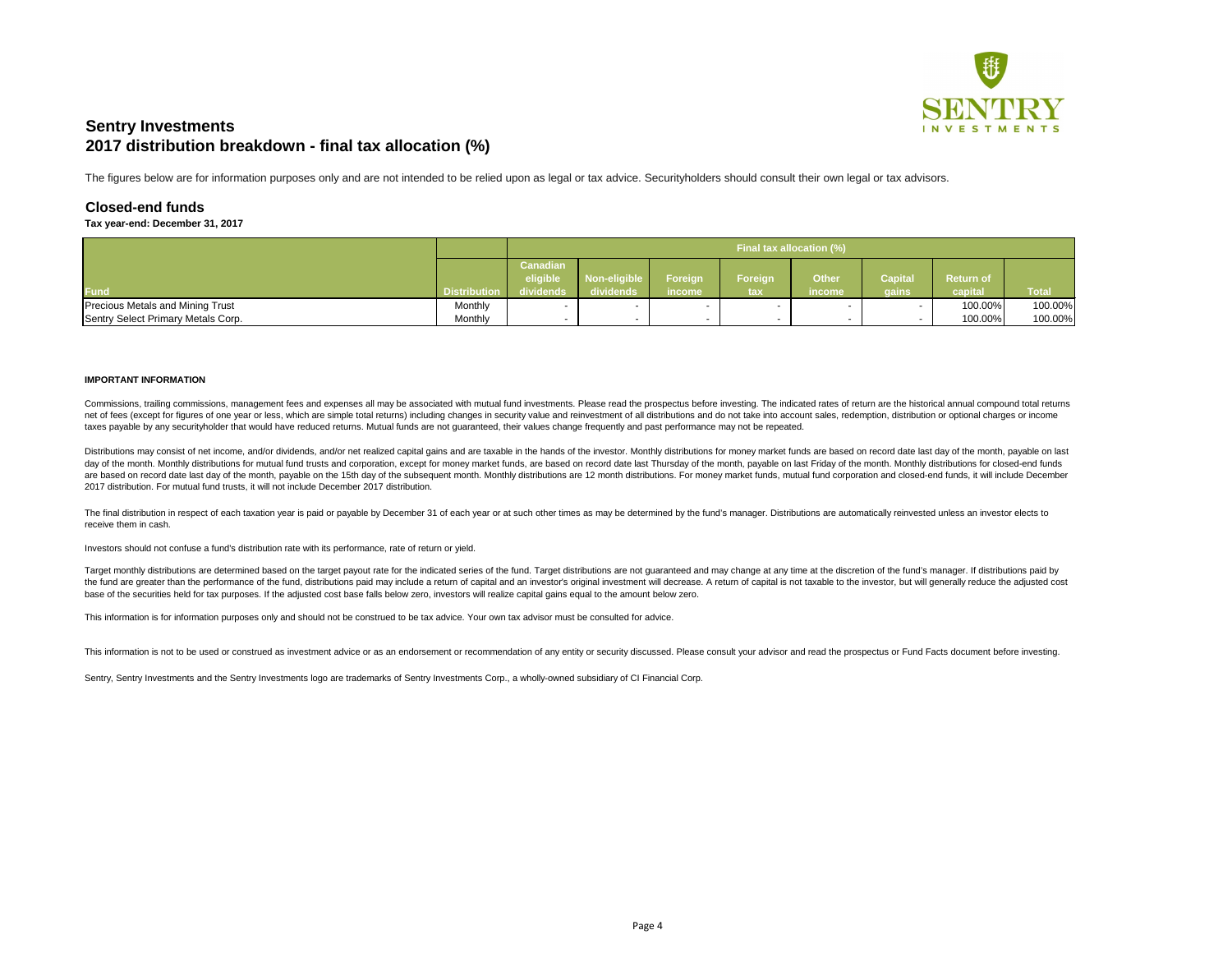## Sentry Investments
## 2017 distribution breakdown - final tax allocation (%)

The figures below are for information purposes only and are not intended to be relied upon as legal or tax advice. Securityholders should consult their own legal or tax advisors.

### Closed-end funds

**Tax year-end: December 31, 2017**

| | | Final tax allocation (%) | | | | | | | |
|---|---|---|---|---|---|---|---|---|---|
| Fund | Distribution | Canadian eligible dividends | Non-eligible dividends | Foreign income | Foreign tax | Other income | Capital gains | Return of capital | Total |
| Precious Metals and Mining Trust | Monthly | - | - | - | - | - | - | 100.00% | 100.00% |
| Sentry Select Primary Metals Corp. | Monthly | - | - | - | - | - | - | 100.00% | 100.00% |

**IMPORTANT INFORMATION**

Commissions, trailing commissions, management fees and expenses all may be associated with mutual fund investments. Please read the prospectus before investing. The indicated rates of return are the historical annual compound total returns net of fees (except for figures of one year or less, which are simple total returns) including changes in security value and reinvestment of all distributions and do not take into account sales, redemption, distribution or optional charges or income taxes payable by any securityholder that would have reduced returns. Mutual funds are not guaranteed, their values change frequently and past performance may not be repeated.

Distributions may consist of net income, and/or dividends, and/or net realized capital gains and are taxable in the hands of the investor. Monthly distributions for money market funds are based on record date last day of the month, payable on last day of the month. Monthly distributions for mutual fund trusts and corporation, except for money market funds, are based on record date last Thursday of the month, payable on last Friday of the month. Monthly distributions for closed-end funds are based on record date last day of the month, payable on the 15th day of the subsequent month. Monthly distributions are 12 month distributions. For money market funds, mutual fund corporation and closed-end funds, it will include December 2017 distribution. For mutual fund trusts, it will not include December 2017 distribution.

The final distribution in respect of each taxation year is paid or payable by December 31 of each year or at such other times as may be determined by the fund's manager. Distributions are automatically reinvested unless an investor elects to receive them in cash.

Investors should not confuse a fund's distribution rate with its performance, rate of return or yield.

Target monthly distributions are determined based on the target payout rate for the indicated series of the fund. Target distributions are not guaranteed and may change at any time at the discretion of the fund's manager. If distributions paid by the fund are greater than the performance of the fund, distributions paid may include a return of capital and an investor's original investment will decrease. A return of capital is not taxable to the investor, but will generally reduce the adjusted cost base of the securities held for tax purposes. If the adjusted cost base falls below zero, investors will realize capital gains equal to the amount below zero.

This information is for information purposes only and should not be construed to be tax advice. Your own tax advisor must be consulted for advice.

This information is not to be used or construed as investment advice or as an endorsement or recommendation of any entity or security discussed. Please consult your advisor and read the prospectus or Fund Facts document before investing.

Sentry, Sentry Investments and the Sentry Investments logo are trademarks of Sentry Investments Corp., a wholly-owned subsidiary of CI Financial Corp.